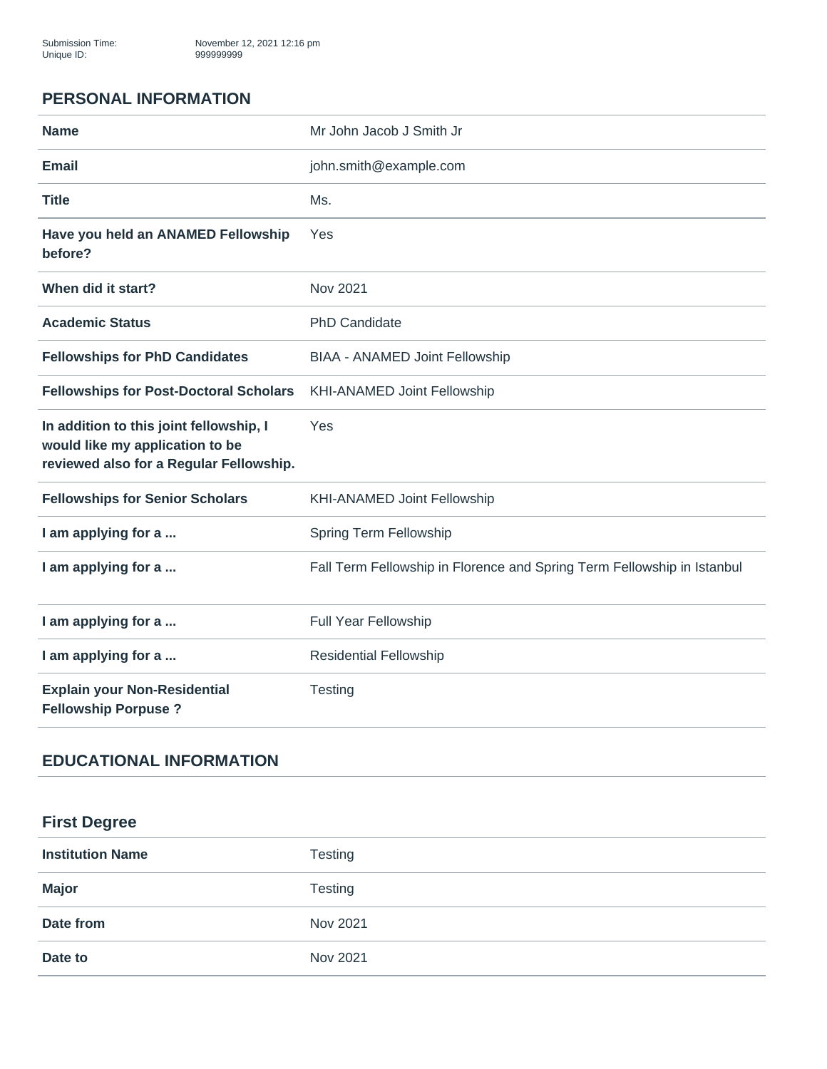Submission Time: November 12, 2021 12:16 pm
Unique ID: 999999999

## PERSONAL INFORMATION

| | |
|---|---|
| **Name** | Mr John Jacob J Smith Jr |
| **Email** | john.smith@example.com |
| **Title** | Ms. |
| **Have you held an ANAMED Fellowship before?** | Yes |
| **When did it start?** | Nov 2021 |
| **Academic Status** | PhD Candidate |
| **Fellowships for PhD Candidates** | BIAA - ANAMED Joint Fellowship |
| **Fellowships for Post-Doctoral Scholars** | KHI-ANAMED Joint Fellowship |
| **In addition to this joint fellowship, I would like my application to be reviewed also for a Regular Fellowship.** | Yes |
| **Fellowships for Senior Scholars** | KHI-ANAMED Joint Fellowship |
| **I am applying for a ...** | Spring Term Fellowship |
| **I am applying for a ...** | Fall Term Fellowship in Florence and Spring Term Fellowship in Istanbul |
| **I am applying for a ...** | Full Year Fellowship |
| **I am applying for a ...** | Residential Fellowship |
| **Explain your Non-Residential Fellowship Porpuse ?** | Testing |

## EDUCATIONAL INFORMATION

### First Degree

| | |
|---|---|
| **Institution Name** | Testing |
| **Major** | Testing |
| **Date from** | Nov 2021 |
| **Date to** | Nov 2021 |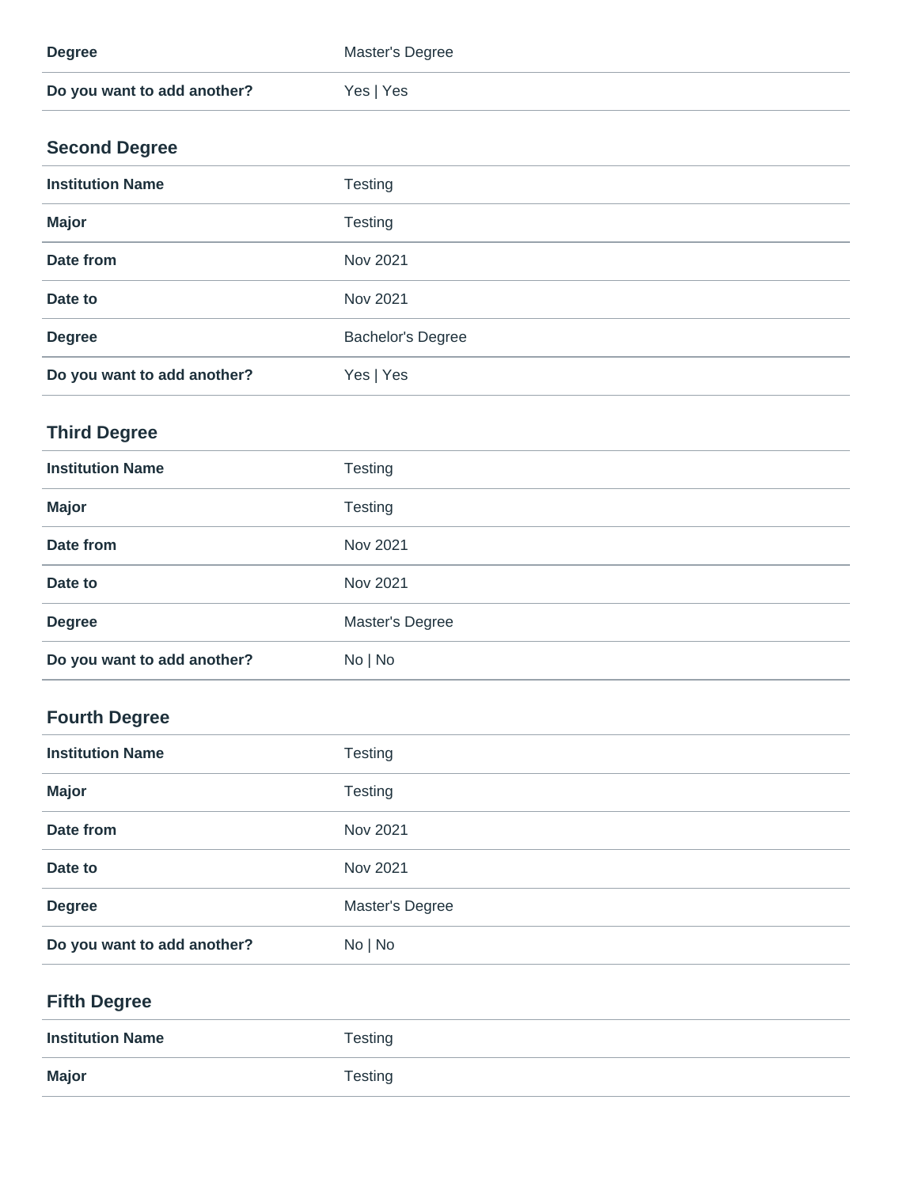| | |
|---|---|
| **Degree** | Master's Degree |
| **Do you want to add another?** | Yes \| Yes |

### Second Degree

| | |
|---|---|
| **Institution Name** | Testing |
| **Major** | Testing |
| **Date from** | Nov 2021 |
| **Date to** | Nov 2021 |
| **Degree** | Bachelor's Degree |
| **Do you want to add another?** | Yes \| Yes |

### Third Degree

| | |
|---|---|
| **Institution Name** | Testing |
| **Major** | Testing |
| **Date from** | Nov 2021 |
| **Date to** | Nov 2021 |
| **Degree** | Master's Degree |
| **Do you want to add another?** | No \| No |

### Fourth Degree

| | |
|---|---|
| **Institution Name** | Testing |
| **Major** | Testing |
| **Date from** | Nov 2021 |
| **Date to** | Nov 2021 |
| **Degree** | Master's Degree |
| **Do you want to add another?** | No \| No |

### Fifth Degree

| | |
|---|---|
| **Institution Name** | Testing |
| **Major** | Testing |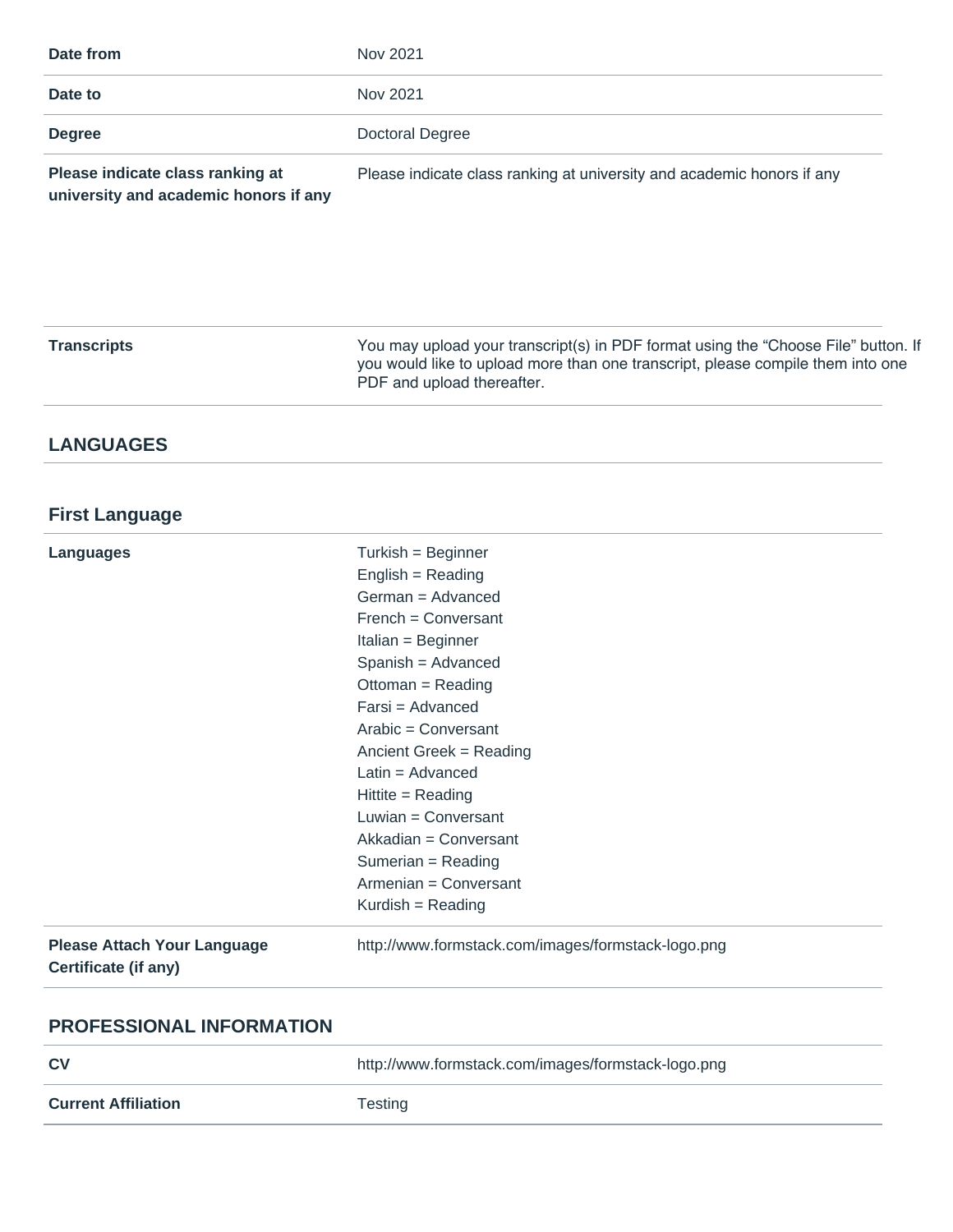| | |
|---|---|
| **Date from** | Nov 2021 |
| **Date to** | Nov 2021 |
| **Degree** | Doctoral Degree |
| **Please indicate class ranking at university and academic honors if any** | Please indicate class ranking at university and academic honors if any |
| **Transcripts** | You may upload your transcript(s) in PDF format using the “Choose File” button. If you would like to upload more than one transcript, please compile them into one PDF and upload thereafter. |

## LANGUAGES

### First Language

| | |
|---|---|
| **Languages** | Turkish = Beginner<br>English = Reading<br>German = Advanced<br>French = Conversant<br>Italian = Beginner<br>Spanish = Advanced<br>Ottoman = Reading<br>Farsi = Advanced<br>Arabic = Conversant<br>Ancient Greek = Reading<br>Latin = Advanced<br>Hittite = Reading<br>Luwian = Conversant<br>Akkadian = Conversant<br>Sumerian = Reading<br>Armenian = Conversant<br>Kurdish = Reading |
| **Please Attach Your Language Certificate (if any)** | http://www.formstack.com/images/formstack-logo.png |

## PROFESSIONAL INFORMATION

| | |
|---|---|
| **CV** | http://www.formstack.com/images/formstack-logo.png |
| **Current Affiliation** | Testing |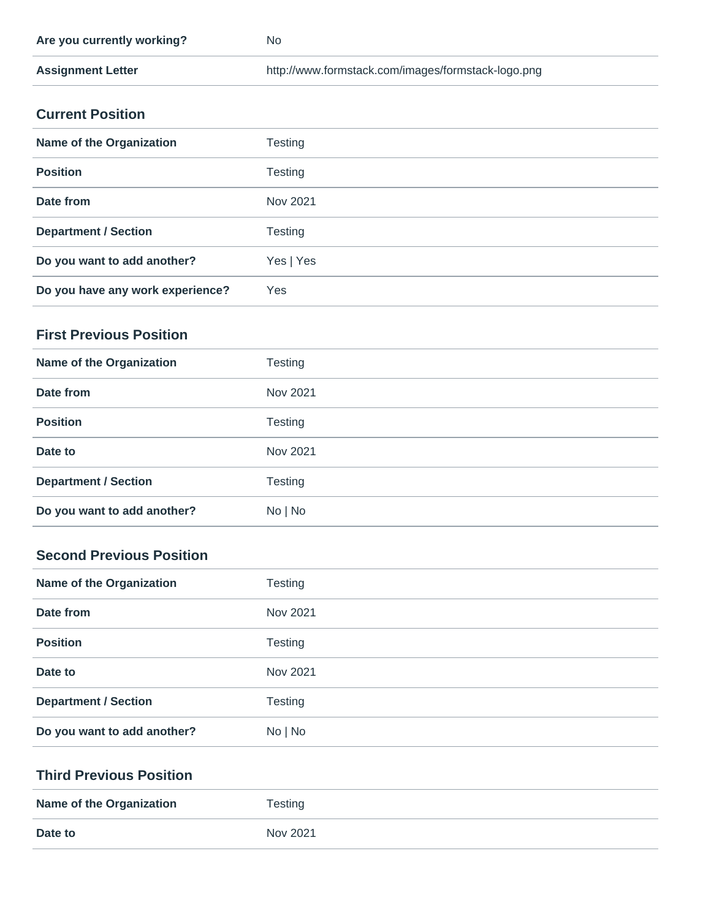| | |
|---|---|
| **Are you currently working?** | No |
| **Assignment Letter** | http://www.formstack.com/images/formstack-logo.png |

### Current Position

| | |
|---|---|
| **Name of the Organization** | Testing |
| **Position** | Testing |
| **Date from** | Nov 2021 |
| **Department / Section** | Testing |
| **Do you want to add another?** | Yes \| Yes |
| **Do you have any work experience?** | Yes |

### First Previous Position

| | |
|---|---|
| **Name of the Organization** | Testing |
| **Date from** | Nov 2021 |
| **Position** | Testing |
| **Date to** | Nov 2021 |
| **Department / Section** | Testing |
| **Do you want to add another?** | No \| No |

### Second Previous Position

| | |
|---|---|
| **Name of the Organization** | Testing |
| **Date from** | Nov 2021 |
| **Position** | Testing |
| **Date to** | Nov 2021 |
| **Department / Section** | Testing |
| **Do you want to add another?** | No \| No |

### Third Previous Position

| | |
|---|---|
| **Name of the Organization** | Testing |
| **Date to** | Nov 2021 |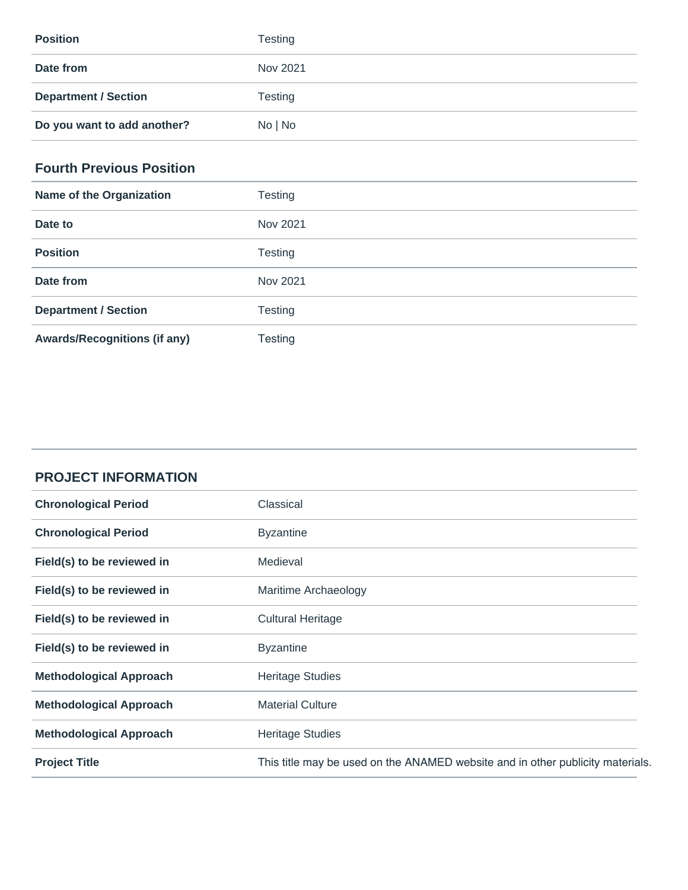| | |
|---|---|
| **Position** | Testing |
| **Date from** | Nov 2021 |
| **Department / Section** | Testing |
| **Do you want to add another?** | No \| No |

### Fourth Previous Position

| | |
|---|---|
| **Name of the Organization** | Testing |
| **Date to** | Nov 2021 |
| **Position** | Testing |
| **Date from** | Nov 2021 |
| **Department / Section** | Testing |
| **Awards/Recognitions (if any)** | Testing |

## PROJECT INFORMATION

| | |
|---|---|
| **Chronological Period** | Classical |
| **Chronological Period** | Byzantine |
| **Field(s) to be reviewed in** | Medieval |
| **Field(s) to be reviewed in** | Maritime Archaeology |
| **Field(s) to be reviewed in** | Cultural Heritage |
| **Field(s) to be reviewed in** | Byzantine |
| **Methodological Approach** | Heritage Studies |
| **Methodological Approach** | Material Culture |
| **Methodological Approach** | Heritage Studies |
| **Project Title** | This title may be used on the ANAMED website and in other publicity materials. |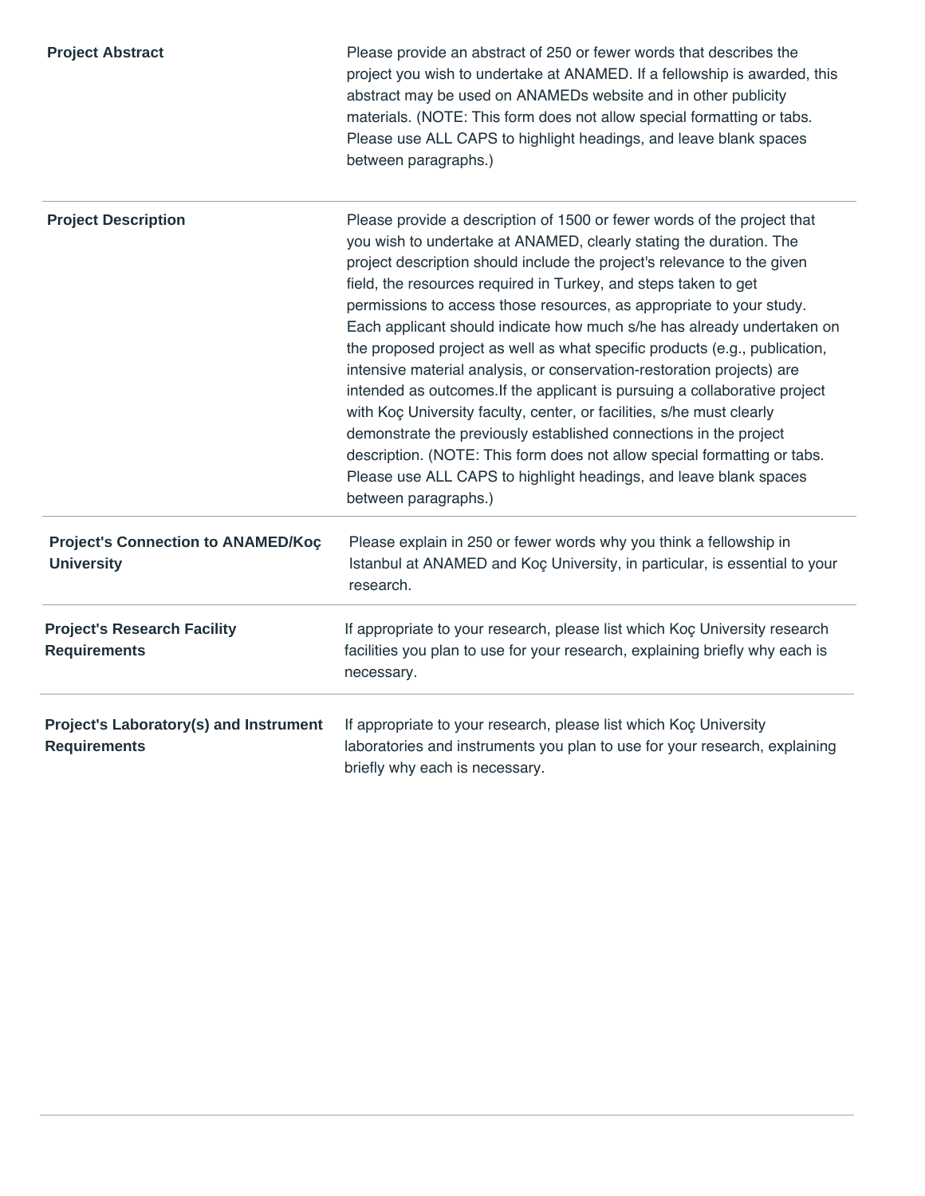| | |
|---|---|
| **Project Abstract** | Please provide an abstract of 250 or fewer words that describes the project you wish to undertake at ANAMED. If a fellowship is awarded, this abstract may be used on ANAMEDs website and in other publicity materials. (NOTE: This form does not allow special formatting or tabs. Please use ALL CAPS to highlight headings, and leave blank spaces between paragraphs.) |
| **Project Description** | Please provide a description of 1500 or fewer words of the project that you wish to undertake at ANAMED, clearly stating the duration. The project description should include the project's relevance to the given field, the resources required in Turkey, and steps taken to get permissions to access those resources, as appropriate to your study. Each applicant should indicate how much s/he has already undertaken on the proposed project as well as what specific products (e.g., publication, intensive material analysis, or conservation-restoration projects) are intended as outcomes.If the applicant is pursuing a collaborative project with Koç University faculty, center, or facilities, s/he must clearly demonstrate the previously established connections in the project description. (NOTE: This form does not allow special formatting or tabs. Please use ALL CAPS to highlight headings, and leave blank spaces between paragraphs.) |
| **Project's Connection to ANAMED/Koç University** | Please explain in 250 or fewer words why you think a fellowship in Istanbul at ANAMED and Koç University, in particular, is essential to your research. |
| **Project's Research Facility Requirements** | If appropriate to your research, please list which Koç University research facilities you plan to use for your research, explaining briefly why each is necessary. |
| **Project's Laboratory(s) and Instrument Requirements** | If appropriate to your research, please list which Koç University laboratories and instruments you plan to use for your research, explaining briefly why each is necessary. |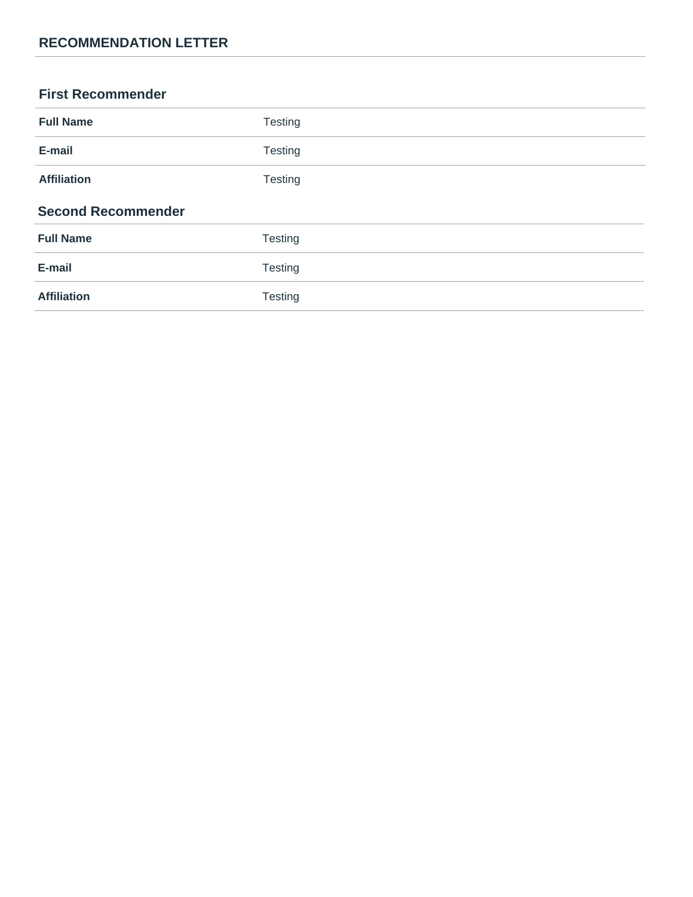## RECOMMENDATION LETTER

### First Recommender

| | |
|---|---|
| **Full Name** | Testing |
| **E-mail** | Testing |
| **Affiliation** | Testing |

### Second Recommender

| | |
|---|---|
| **Full Name** | Testing |
| **E-mail** | Testing |
| **Affiliation** | Testing |